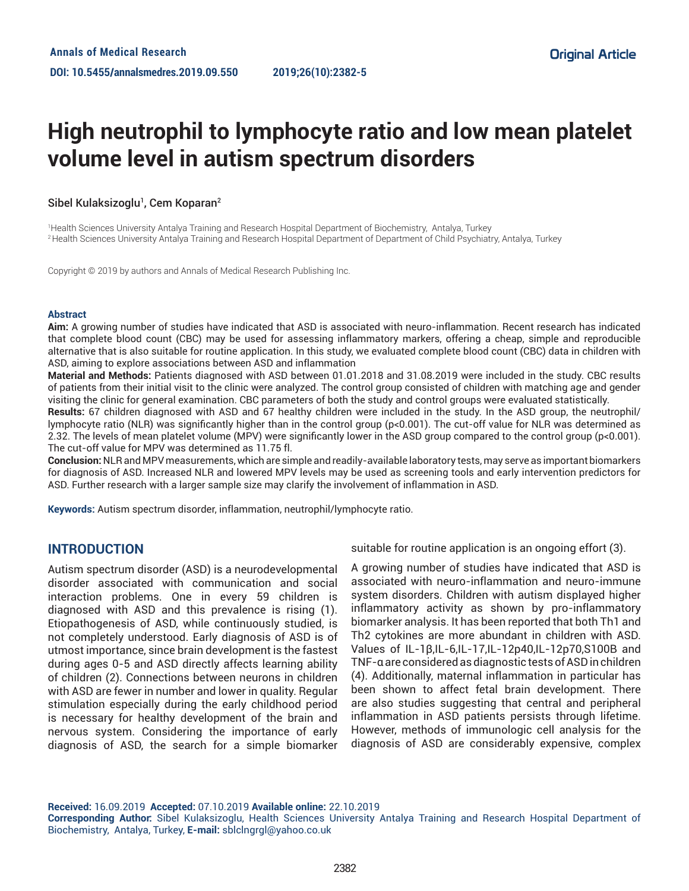Annals of Medical Research

DOI: 10.5455/annalsmedres.2019.09.550

Original Article

# High neutrophil to lymphocyte ratio and low mean platelet volume level in autism spectrum disorders

Sibel Kulaksizoglu[1], Cem Koparan[2]

[1]Health Sciences University Antalya Training and Research Hospital Department of Biochemistry, Antalya, Turkey
[2]Health Sciences University Antalya Training and Research Hospital Department of Department of Child Psychiatry, Antalya, Turkey

Copyright © 2019 by authors and Annals of Medical Research Publishing Inc.

### Abstract

**Aim:** A growing number of studies have indicated that ASD is associated with neuro-inflammation. Recent research has indicated that complete blood count (CBC) may be used for assessing inflammatory markers, offering a cheap, simple and reproducible alternative that is also suitable for routine application. In this study, we evaluated complete blood count (CBC) data in children with ASD, aiming to explore associations between ASD and inflammation

**Material and Methods:** Patients diagnosed with ASD between 01.01.2018 and 31.08.2019 were included in the study. CBC results of patients from their initial visit to the clinic were analyzed. The control group consisted of children with matching age and gender visiting the clinic for general examination. CBC parameters of both the study and control groups were evaluated statistically.

**Results:** 67 children diagnosed with ASD and 67 healthy children were included in the study. In the ASD group, the neutrophil/lymphocyte ratio (NLR) was significantly higher than in the control group ($p<0.001$). The cut-off value for NLR was determined as 2.32. The levels of mean platelet volume (MPV) were significantly lower in the ASD group compared to the control group ($p<0.001$). The cut-off value for MPV was determined as 11.75 fl.

**Conclusion:** NLR and MPV measurements, which are simple and readily-available laboratory tests, may serve as important biomarkers for diagnosis of ASD. Increased NLR and lowered MPV levels may be used as screening tools and early intervention predictors for ASD. Further research with a larger sample size may clarify the involvement of inflammation in ASD.

**Keywords:** Autism spectrum disorder, inflammation, neutrophil/lymphocyte ratio.

## INTRODUCTION

Autism spectrum disorder (ASD) is a neurodevelopmental disorder associated with communication and social interaction problems. One in every 59 children is diagnosed with ASD and this prevalence is rising (1). Etiopathogenesis of ASD, while continuously studied, is not completely understood. Early diagnosis of ASD is of utmost importance, since brain development is the fastest during ages 0-5 and ASD directly affects learning ability of children (2). Connections between neurons in children with ASD are fewer in number and lower in quality. Regular stimulation especially during the early childhood period is necessary for healthy development of the brain and nervous system. Considering the importance of early diagnosis of ASD, the search for a simple biomarker suitable for routine application is an ongoing effort (3).

A growing number of studies have indicated that ASD is associated with neuro-inflammation and neuro-immune system disorders. Children with autism displayed higher inflammatory activity as shown by pro-inflammatory biomarker analysis. It has been reported that both Th1 and Th2 cytokines are more abundant in children with ASD. Values of IL-1β,IL-6,IL-17,IL-12p40,IL-12p70,S100B and TNF-α are considered as diagnostic tests of ASD in children (4). Additionally, maternal inflammation in particular has been shown to affect fetal brain development. There are also studies suggesting that central and peripheral inflammation in ASD patients persists through lifetime. However, methods of immunologic cell analysis for the diagnosis of ASD are considerably expensive, complex

**Received:** 16.09.2019 **Accepted:** 07.10.2019 **Available online:** 22.10.2019
**Corresponding Author:** Sibel Kulaksizoglu, Health Sciences University Antalya Training and Research Hospital Department of Biochemistry, Antalya, Turkey, **E-mail:** sblclngrgl@yahoo.co.uk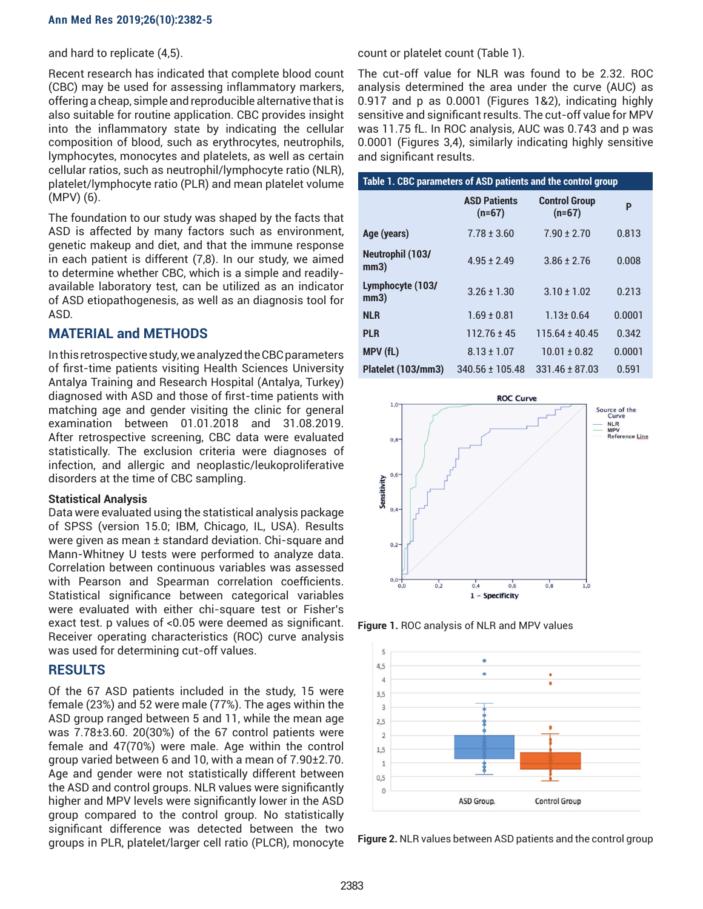and hard to replicate (4,5).

Recent research has indicated that complete blood count (CBC) may be used for assessing inflammatory markers, offering a cheap, simple and reproducible alternative that is also suitable for routine application. CBC provides insight into the inflammatory state by indicating the cellular composition of blood, such as erythrocytes, neutrophils, lymphocytes, monocytes and platelets, as well as certain cellular ratios, such as neutrophil/lymphocyte ratio (NLR), platelet/lymphocyte ratio (PLR) and mean platelet volume (MPV) (6).

The foundation to our study was shaped by the facts that ASD is affected by many factors such as environment, genetic makeup and diet, and that the immune response in each patient is different (7,8). In our study, we aimed to determine whether CBC, which is a simple and readily-available laboratory test, can be utilized as an indicator of ASD etiopathogenesis, as well as an diagnosis tool for ASD.

## MATERIAL and METHODS

In this retrospective study, we analyzed the CBC parameters of first-time patients visiting Health Sciences University Antalya Training and Research Hospital (Antalya, Turkey) diagnosed with ASD and those of first-time patients with matching age and gender visiting the clinic for general examination between 01.01.2018 and 31.08.2019. After retrospective screening, CBC data were evaluated statistically. The exclusion criteria were diagnoses of infection, and allergic and neoplastic/leukoproliferative disorders at the time of CBC sampling.

### Statistical Analysis

Data were evaluated using the statistical analysis package of SPSS (version 15.0; IBM, Chicago, IL, USA). Results were given as mean ± standard deviation. Chi-square and Mann-Whitney U tests were performed to analyze data. Correlation between continuous variables was assessed with Pearson and Spearman correlation coefficients. Statistical significance between categorical variables were evaluated with either chi-square test or Fisher's exact test. p values of <0.05 were deemed as significant. Receiver operating characteristics (ROC) curve analysis was used for determining cut-off values.

## RESULTS

Of the 67 ASD patients included in the study, 15 were female (23%) and 52 were male (77%). The ages within the ASD group ranged between 5 and 11, while the mean age was 7.78±3.60. 20(30%) of the 67 control patients were female and 47(70%) were male. Age within the control group varied between 6 and 10, with a mean of 7.90±2.70. Age and gender were not statistically different between the ASD and control groups. NLR values were significantly higher and MPV levels were significantly lower in the ASD group compared to the control group. No statistically significant difference was detected between the two groups in PLR, platelet/larger cell ratio (PLCR), monocyte count or platelet count (Table 1).

The cut-off value for NLR was found to be 2.32. ROC analysis determined the area under the curve (AUC) as 0.917 and p as 0.0001 (Figures 1&2), indicating highly sensitive and significant results. The cut-off value for MPV was 11.75 fL. In ROC analysis, AUC was 0.743 and p was 0.0001 (Figures 3,4), similarly indicating highly sensitive and significant results.

**Table 1. CBC parameters of ASD patients and the control group**

| | ASD Patients (n=67) | Control Group (n=67) | P |
|---|---|---|---|
| **Age (years)** | 7.78 ± 3.60 | 7.90 ± 2.70 | 0.813 |
| **Neutrophil (103/ mm3)** | 4.95 ± 2.49 | 3.86 ± 2.76 | 0.008 |
| **Lymphocyte (103/ mm3)** | 3.26 ± 1.30 | 3.10 ± 1.02 | 0.213 |
| **NLR** | 1.69 ± 0.81 | 1.13± 0.64 | 0.0001 |
| **PLR** | 112.76 ± 45 | 115.64 ± 40.45 | 0.342 |
| **MPV (fL)** | 8.13 ± 1.07 | 10.01 ± 0.82 | 0.0001 |
| **Platelet (103/mm3)** | 340.56 ± 105.48 | 331.46 ± 87.03 | 0.591 |

**Figure 1.** ROC analysis of NLR and MPV values

**Figure 2.** NLR values between ASD patients and the control group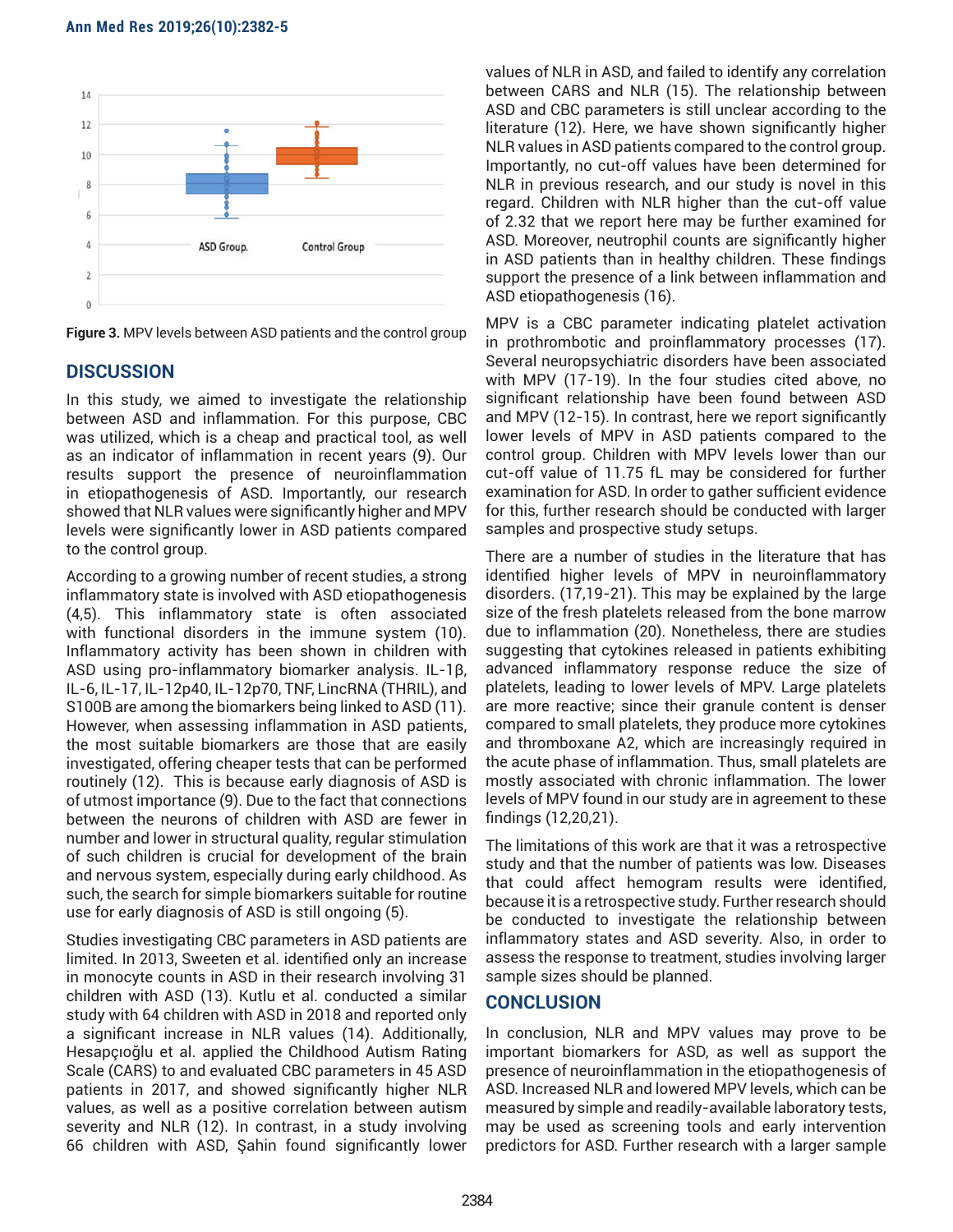**Figure 3.** MPV levels between ASD patients and the control group

## DISCUSSION

In this study, we aimed to investigate the relationship between ASD and inflammation. For this purpose, CBC was utilized, which is a cheap and practical tool, as well as an indicator of inflammation in recent years (9). Our results support the presence of neuroinflammation in etiopathogenesis of ASD. Importantly, our research showed that NLR values were significantly higher and MPV levels were significantly lower in ASD patients compared to the control group.

According to a growing number of recent studies, a strong inflammatory state is involved with ASD etiopathogenesis (4,5). This inflammatory state is often associated with functional disorders in the immune system (10). Inflammatory activity has been shown in children with ASD using pro-inflammatory biomarker analysis. IL-1β, IL-6, IL-17, IL-12p40, IL-12p70, TNF, LincRNA (THRIL), and S100B are among the biomarkers being linked to ASD (11). However, when assessing inflammation in ASD patients, the most suitable biomarkers are those that are easily investigated, offering cheaper tests that can be performed routinely (12). This is because early diagnosis of ASD is of utmost importance (9). Due to the fact that connections between the neurons of children with ASD are fewer in number and lower in structural quality, regular stimulation of such children is crucial for development of the brain and nervous system, especially during early childhood. As such, the search for simple biomarkers suitable for routine use for early diagnosis of ASD is still ongoing (5).

Studies investigating CBC parameters in ASD patients are limited. In 2013, Sweeten et al. identified only an increase in monocyte counts in ASD in their research involving 31 children with ASD (13). Kutlu et al. conducted a similar study with 64 children with ASD in 2018 and reported only a significant increase in NLR values (14). Additionally, Hesapçıoğlu et al. applied the Childhood Autism Rating Scale (CARS) to and evaluated CBC parameters in 45 ASD patients in 2017, and showed significantly higher NLR values, as well as a positive correlation between autism severity and NLR (12). In contrast, in a study involving 66 children with ASD, Şahin found significantly lower values of NLR in ASD, and failed to identify any correlation between CARS and NLR (15). The relationship between ASD and CBC parameters is still unclear according to the literature (12). Here, we have shown significantly higher NLR values in ASD patients compared to the control group. Importantly, no cut-off values have been determined for NLR in previous research, and our study is novel in this regard. Children with NLR higher than the cut-off value of 2.32 that we report here may be further examined for ASD. Moreover, neutrophil counts are significantly higher in ASD patients than in healthy children. These findings support the presence of a link between inflammation and ASD etiopathogenesis (16).

MPV is a CBC parameter indicating platelet activation in prothrombotic and proinflammatory processes (17). Several neuropsychiatric disorders have been associated with MPV (17-19). In the four studies cited above, no significant relationship have been found between ASD and MPV (12-15). In contrast, here we report significantly lower levels of MPV in ASD patients compared to the control group. Children with MPV levels lower than our cut-off value of 11.75 fL may be considered for further examination for ASD. In order to gather sufficient evidence for this, further research should be conducted with larger samples and prospective study setups.

There are a number of studies in the literature that has identified higher levels of MPV in neuroinflammatory disorders. (17,19-21). This may be explained by the large size of the fresh platelets released from the bone marrow due to inflammation (20). Nonetheless, there are studies suggesting that cytokines released in patients exhibiting advanced inflammatory response reduce the size of platelets, leading to lower levels of MPV. Large platelets are more reactive; since their granule content is denser compared to small platelets, they produce more cytokines and thromboxane A2, which are increasingly required in the acute phase of inflammation. Thus, small platelets are mostly associated with chronic inflammation. The lower levels of MPV found in our study are in agreement to these findings (12,20,21).

The limitations of this work are that it was a retrospective study and that the number of patients was low. Diseases that could affect hemogram results were identified, because it is a retrospective study. Further research should be conducted to investigate the relationship between inflammatory states and ASD severity. Also, in order to assess the response to treatment, studies involving larger sample sizes should be planned.

## CONCLUSION

In conclusion, NLR and MPV values may prove to be important biomarkers for ASD, as well as support the presence of neuroinflammation in the etiopathogenesis of ASD. Increased NLR and lowered MPV levels, which can be measured by simple and readily-available laboratory tests, may be used as screening tools and early intervention predictors for ASD. Further research with a larger sample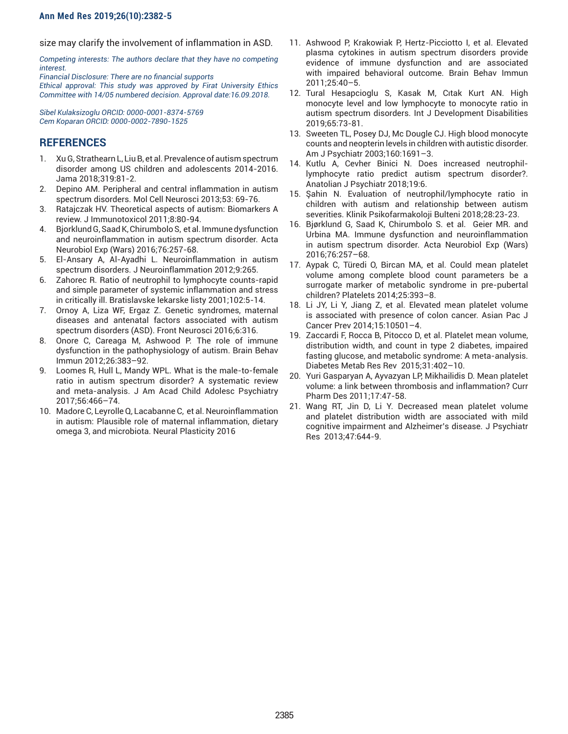size may clarify the involvement of inflammation in ASD.

*Competing interests: The authors declare that they have no competing interest.*
*Financial Disclosure: There are no financial supports*
*Ethical approval: This study was approved by Firat University Ethics Committee with 14/05 numbered decision. Approval date:16.09.2018.*

*Sibel Kulaksizoglu ORCID: 0000-0001-8374-5769*
*Cem Koparan ORCID: 0000-0002-7890-1525*

## REFERENCES

1. Xu G, Strathearn L, Liu B, et al. Prevalence of autism spectrum disorder among US children and adolescents 2014-2016. Jama 2018;319:81-2.
2. Depino AM. Peripheral and central inflammation in autism spectrum disorders. Mol Cell Neurosci 2013;53: 69-76.
3. Ratajczak HV. Theoretical aspects of autism: Biomarkers A review. J Immunotoxicol 2011;8:80-94.
4. Bjorklund G, Saad K, Chirumbolo S, et al. Immune dysfunction and neuroinflammation in autism spectrum disorder. Acta Neurobiol Exp (Wars) 2016;76:257-68.
5. El-Ansary A, Al-Ayadhi L. Neuroinflammation in autism spectrum disorders. J Neuroinflammation 2012;9:265.
6. Zahorec R. Ratio of neutrophil to lymphocyte counts-rapid and simple parameter of systemic inflammation and stress in critically ill. Bratislavske lekarske listy 2001;102:5-14.
7. Ornoy A, Liza WF, Ergaz Z. Genetic syndromes, maternal diseases and antenatal factors associated with autism spectrum disorders (ASD). Front Neurosci 2016;6:316.
8. Onore C, Careaga M, Ashwood P. The role of immune dysfunction in the pathophysiology of autism. Brain Behav Immun 2012;26:383–92.
9. Loomes R, Hull L, Mandy WPL. What is the male-to-female ratio in autism spectrum disorder? A systematic review and meta-analysis. J Am Acad Child Adolesc Psychiatry 2017;56:466–74.
10. Madore C, Leyrolle Q, Lacabanne C, et al. Neuroinflammation in autism: Plausible role of maternal inflammation, dietary omega 3, and microbiota. Neural Plasticity 2016
11. Ashwood P, Krakowiak P, Hertz-Picciotto I, et al. Elevated plasma cytokines in autism spectrum disorders provide evidence of immune dysfunction and are associated with impaired behavioral outcome. Brain Behav Immun 2011;25:40–5.
12. Tural Hesapcioglu S, Kasak M, Cıtak Kurt AN. High monocyte level and low lymphocyte to monocyte ratio in autism spectrum disorders. Int J Development Disabilities 2019;65:73-81.
13. Sweeten TL, Posey DJ, Mc Dougle CJ. High blood monocyte counts and neopterin levels in children with autistic disorder. Am J Psychiatr 2003;160:1691–3.
14. Kutlu A, Cevher Binici N. Does increased neutrophil-lymphocyte ratio predict autism spectrum disorder?. Anatolian J Psychiatr 2018;19:6.
15. Şahin N. Evaluation of neutrophil/lymphocyte ratio in children with autism and relationship between autism severities. Klinik Psikofarmakoloji Bulteni 2018;28:23-23.
16. Bjørklund G, Saad K, Chirumbolo S. et al. Geier MR. and Urbina MA. Immune dysfunction and neuroinflammation in autism spectrum disorder. Acta Neurobiol Exp (Wars) 2016;76:257–68.
17. Aypak C, Türedi O, Bircan MA, et al. Could mean platelet volume among complete blood count parameters be a surrogate marker of metabolic syndrome in pre-pubertal children? Platelets 2014;25:393–8.
18. Li JY, Li Y, Jiang Z, et al. Elevated mean platelet volume is associated with presence of colon cancer. Asian Pac J Cancer Prev 2014;15:10501–4.
19. Zaccardi F, Rocca B, Pitocco D, et al. Platelet mean volume, distribution width, and count in type 2 diabetes, impaired fasting glucose, and metabolic syndrome: A meta-analysis. Diabetes Metab Res Rev 2015;31:402–10.
20. Yuri Gasparyan A, Ayvazyan LP, Mikhailidis D. Mean platelet volume: a link between thrombosis and inflammation? Curr Pharm Des 2011;17:47-58.
21. Wang RT, Jin D, Li Y. Decreased mean platelet volume and platelet distribution width are associated with mild cognitive impairment and Alzheimer's disease. J Psychiatr Res 2013;47:644-9.